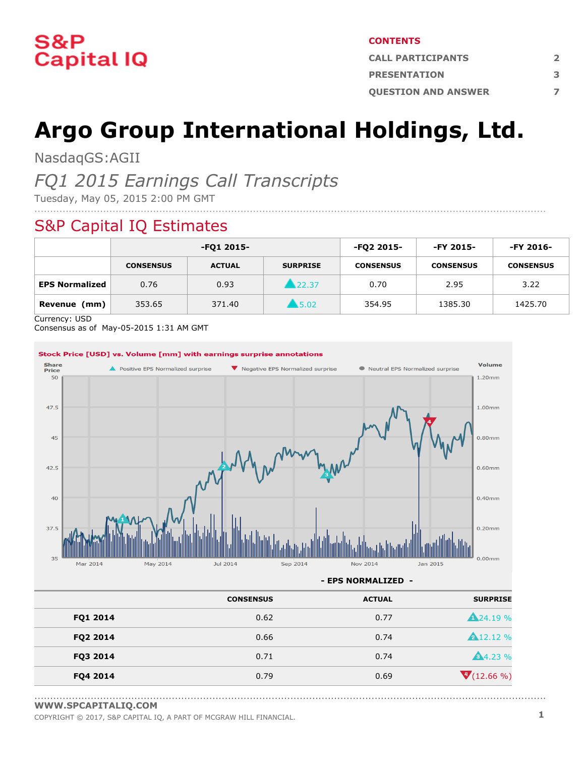S&P Capital IQ

**CONTENTS**

| | |
|---|---|
| CALL PARTICIPANTS | 2 |
| PRESENTATION | 3 |
| QUESTION AND ANSWER | 7 |

# Argo Group International Holdings, Ltd.

NasdaqGS:AGII

*FQ1 2015 Earnings Call Transcripts*

Tuesday, May 05, 2015 2:00 PM GMT

## S&P Capital IQ Estimates

| | -FQ1 2015- | | | -FQ2 2015- | -FY 2015- | -FY 2016- |
|---|---|---|---|---|---|---|
| | CONSENSUS | ACTUAL | SURPRISE | CONSENSUS | CONSENSUS | CONSENSUS |
| **EPS Normalized** | 0.76 | 0.93 | ▲22.37 | 0.70 | 2.95 | 3.22 |
| **Revenue (mm)** | 353.65 | 371.40 | ▲5.02 | 354.95 | 1385.30 | 1425.70 |

Currency: USD
Consensus as of May-05-2015 1:31 AM GMT

Stock Price [USD] vs. Volume [mm] with earnings surprise annotations

**- EPS NORMALIZED -**

| | CONSENSUS | ACTUAL | SURPRISE |
|---|---|---|---|
| **FQ1 2014** | 0.62 | 0.77 | ▲24.19 % |
| **FQ2 2014** | 0.66 | 0.74 | ▲12.12 % |
| **FQ3 2014** | 0.71 | 0.74 | ▲4.23 % |
| **FQ4 2014** | 0.79 | 0.69 | ▼(12.66 %) |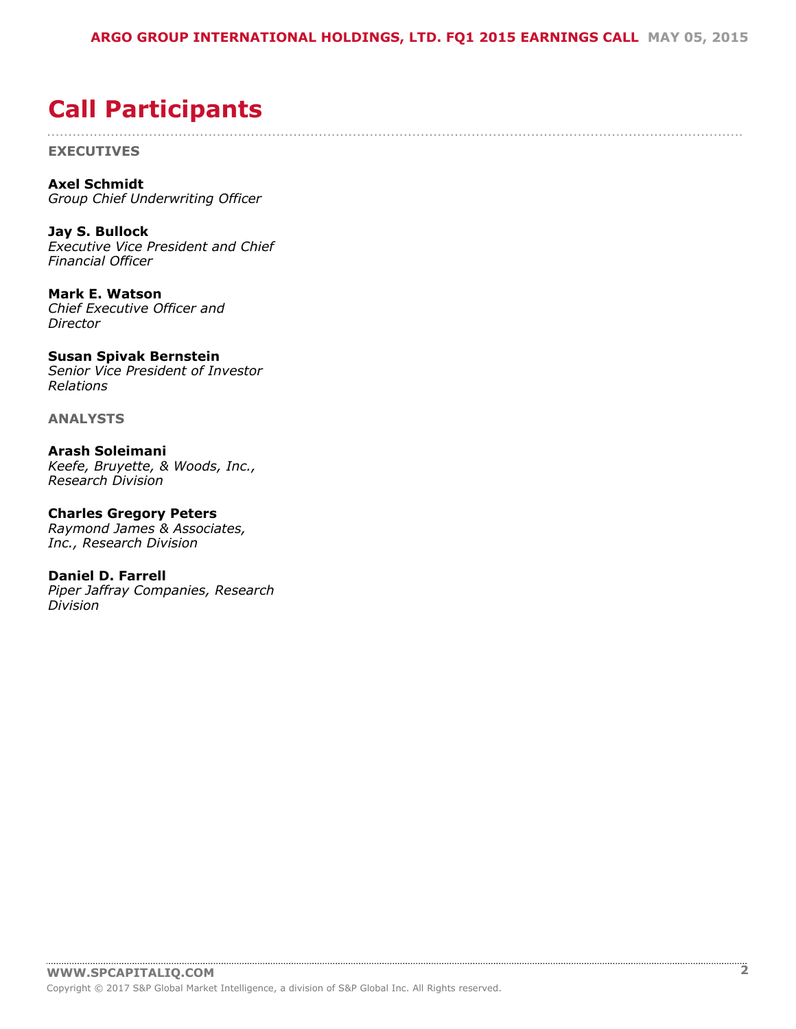# Call Participants

**EXECUTIVES**

**Axel Schmidt**
*Group Chief Underwriting Officer*

**Jay S. Bullock**
*Executive Vice President and Chief Financial Officer*

**Mark E. Watson**
*Chief Executive Officer and Director*

**Susan Spivak Bernstein**
*Senior Vice President of Investor Relations*

**ANALYSTS**

**Arash Soleimani**
*Keefe, Bruyette, & Woods, Inc., Research Division*

**Charles Gregory Peters**
*Raymond James & Associates, Inc., Research Division*

**Daniel D. Farrell**
*Piper Jaffray Companies, Research Division*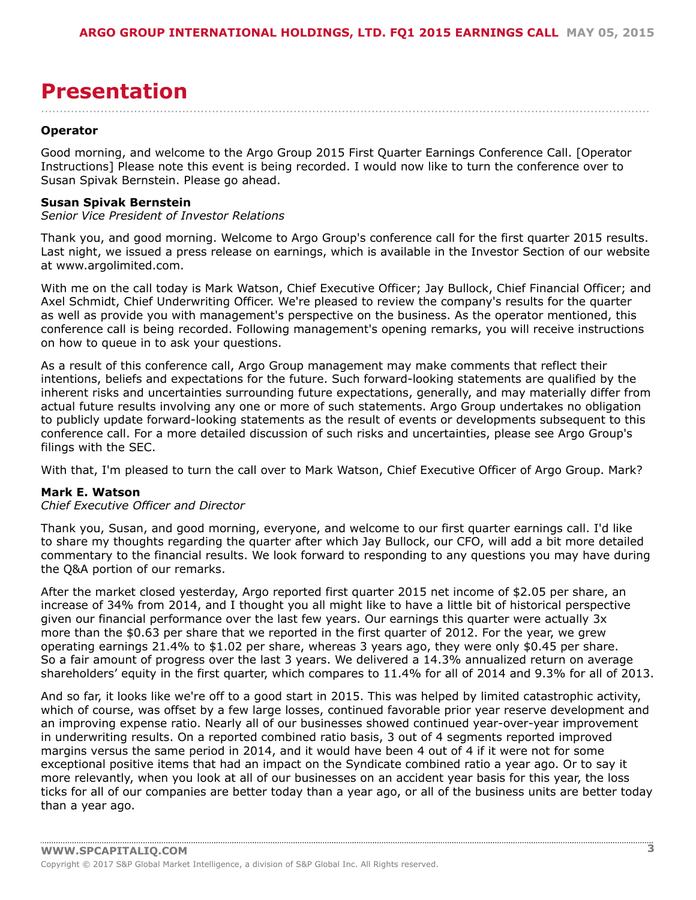# Presentation

**Operator**

Good morning, and welcome to the Argo Group 2015 First Quarter Earnings Conference Call. [Operator Instructions] Please note this event is being recorded. I would now like to turn the conference over to Susan Spivak Bernstein. Please go ahead.

**Susan Spivak Bernstein**
*Senior Vice President of Investor Relations*

Thank you, and good morning. Welcome to Argo Group's conference call for the first quarter 2015 results. Last night, we issued a press release on earnings, which is available in the Investor Section of our website at www.argolimited.com.

With me on the call today is Mark Watson, Chief Executive Officer; Jay Bullock, Chief Financial Officer; and Axel Schmidt, Chief Underwriting Officer. We're pleased to review the company's results for the quarter as well as provide you with management's perspective on the business. As the operator mentioned, this conference call is being recorded. Following management's opening remarks, you will receive instructions on how to queue in to ask your questions.

As a result of this conference call, Argo Group management may make comments that reflect their intentions, beliefs and expectations for the future. Such forward-looking statements are qualified by the inherent risks and uncertainties surrounding future expectations, generally, and may materially differ from actual future results involving any one or more of such statements. Argo Group undertakes no obligation to publicly update forward-looking statements as the result of events or developments subsequent to this conference call. For a more detailed discussion of such risks and uncertainties, please see Argo Group's filings with the SEC.

With that, I'm pleased to turn the call over to Mark Watson, Chief Executive Officer of Argo Group. Mark?

**Mark E. Watson**
*Chief Executive Officer and Director*

Thank you, Susan, and good morning, everyone, and welcome to our first quarter earnings call. I'd like to share my thoughts regarding the quarter after which Jay Bullock, our CFO, will add a bit more detailed commentary to the financial results. We look forward to responding to any questions you may have during the Q&A portion of our remarks.

After the market closed yesterday, Argo reported first quarter 2015 net income of $2.05 per share, an increase of 34% from 2014, and I thought you all might like to have a little bit of historical perspective given our financial performance over the last few years. Our earnings this quarter were actually 3x more than the $0.63 per share that we reported in the first quarter of 2012. For the year, we grew operating earnings 21.4% to $1.02 per share, whereas 3 years ago, they were only $0.45 per share. So a fair amount of progress over the last 3 years. We delivered a 14.3% annualized return on average shareholders' equity in the first quarter, which compares to 11.4% for all of 2014 and 9.3% for all of 2013.

And so far, it looks like we're off to a good start in 2015. This was helped by limited catastrophic activity, which of course, was offset by a few large losses, continued favorable prior year reserve development and an improving expense ratio. Nearly all of our businesses showed continued year-over-year improvement in underwriting results. On a reported combined ratio basis, 3 out of 4 segments reported improved margins versus the same period in 2014, and it would have been 4 out of 4 if it were not for some exceptional positive items that had an impact on the Syndicate combined ratio a year ago. Or to say it more relevantly, when you look at all of our businesses on an accident year basis for this year, the loss ticks for all of our companies are better today than a year ago, or all of the business units are better today than a year ago.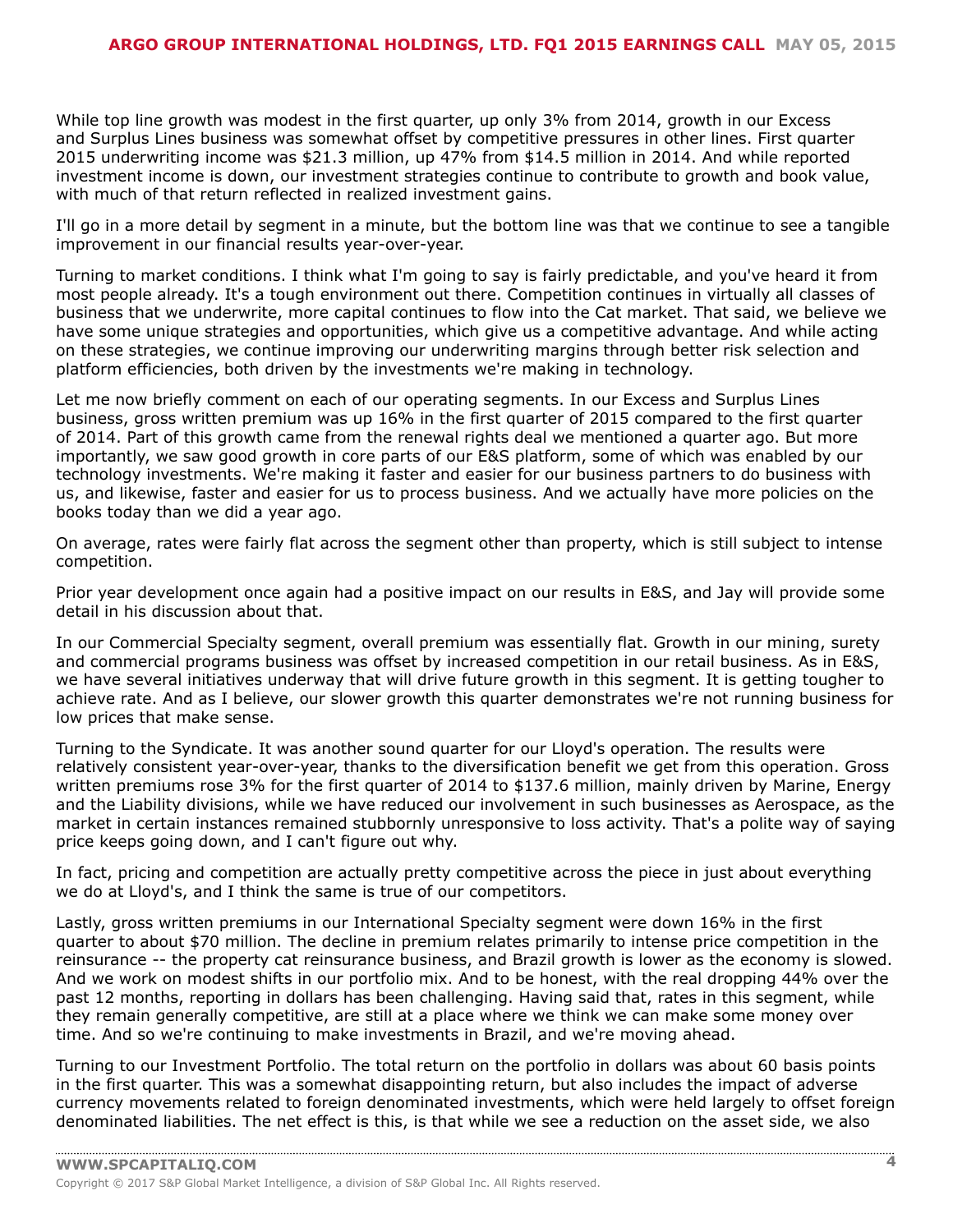While top line growth was modest in the first quarter, up only 3% from 2014, growth in our Excess and Surplus Lines business was somewhat offset by competitive pressures in other lines. First quarter 2015 underwriting income was $21.3 million, up 47% from $14.5 million in 2014. And while reported investment income is down, our investment strategies continue to contribute to growth and book value, with much of that return reflected in realized investment gains.

I'll go in a more detail by segment in a minute, but the bottom line was that we continue to see a tangible improvement in our financial results year-over-year.

Turning to market conditions. I think what I'm going to say is fairly predictable, and you've heard it from most people already. It's a tough environment out there. Competition continues in virtually all classes of business that we underwrite, more capital continues to flow into the Cat market. That said, we believe we have some unique strategies and opportunities, which give us a competitive advantage. And while acting on these strategies, we continue improving our underwriting margins through better risk selection and platform efficiencies, both driven by the investments we're making in technology.

Let me now briefly comment on each of our operating segments. In our Excess and Surplus Lines business, gross written premium was up 16% in the first quarter of 2015 compared to the first quarter of 2014. Part of this growth came from the renewal rights deal we mentioned a quarter ago. But more importantly, we saw good growth in core parts of our E&S platform, some of which was enabled by our technology investments. We're making it faster and easier for our business partners to do business with us, and likewise, faster and easier for us to process business. And we actually have more policies on the books today than we did a year ago.

On average, rates were fairly flat across the segment other than property, which is still subject to intense competition.

Prior year development once again had a positive impact on our results in E&S, and Jay will provide some detail in his discussion about that.

In our Commercial Specialty segment, overall premium was essentially flat. Growth in our mining, surety and commercial programs business was offset by increased competition in our retail business. As in E&S, we have several initiatives underway that will drive future growth in this segment. It is getting tougher to achieve rate. And as I believe, our slower growth this quarter demonstrates we're not running business for low prices that make sense.

Turning to the Syndicate. It was another sound quarter for our Lloyd's operation. The results were relatively consistent year-over-year, thanks to the diversification benefit we get from this operation. Gross written premiums rose 3% for the first quarter of 2014 to $137.6 million, mainly driven by Marine, Energy and the Liability divisions, while we have reduced our involvement in such businesses as Aerospace, as the market in certain instances remained stubbornly unresponsive to loss activity. That's a polite way of saying price keeps going down, and I can't figure out why.

In fact, pricing and competition are actually pretty competitive across the piece in just about everything we do at Lloyd's, and I think the same is true of our competitors.

Lastly, gross written premiums in our International Specialty segment were down 16% in the first quarter to about $70 million. The decline in premium relates primarily to intense price competition in the reinsurance -- the property cat reinsurance business, and Brazil growth is lower as the economy is slowed. And we work on modest shifts in our portfolio mix. And to be honest, with the real dropping 44% over the past 12 months, reporting in dollars has been challenging. Having said that, rates in this segment, while they remain generally competitive, are still at a place where we think we can make some money over time. And so we're continuing to make investments in Brazil, and we're moving ahead.

Turning to our Investment Portfolio. The total return on the portfolio in dollars was about 60 basis points in the first quarter. This was a somewhat disappointing return, but also includes the impact of adverse currency movements related to foreign denominated investments, which were held largely to offset foreign denominated liabilities. The net effect is this, is that while we see a reduction on the asset side, we also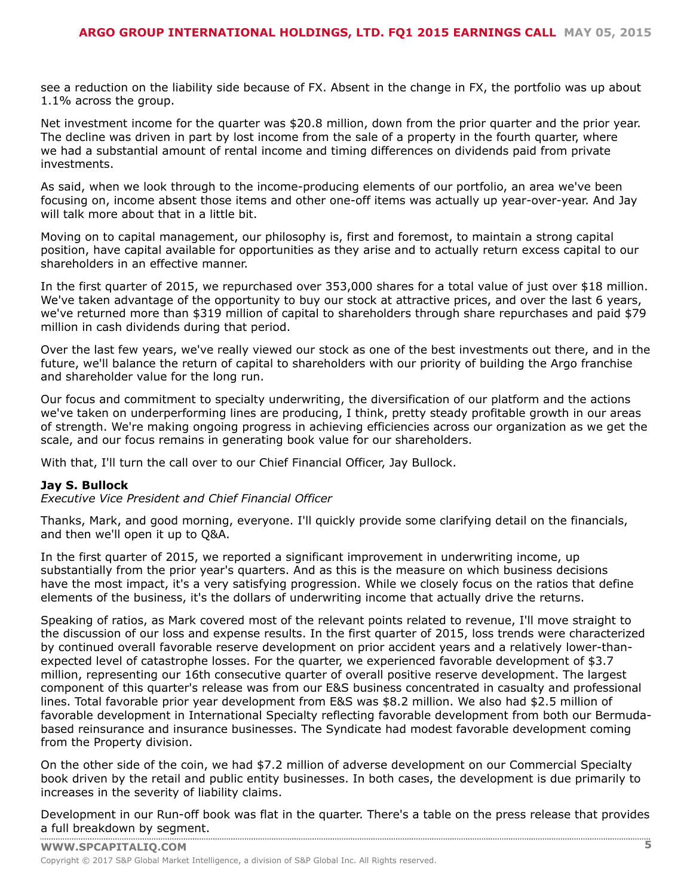see a reduction on the liability side because of FX. Absent in the change in FX, the portfolio was up about 1.1% across the group.

Net investment income for the quarter was $20.8 million, down from the prior quarter and the prior year. The decline was driven in part by lost income from the sale of a property in the fourth quarter, where we had a substantial amount of rental income and timing differences on dividends paid from private investments.

As said, when we look through to the income-producing elements of our portfolio, an area we've been focusing on, income absent those items and other one-off items was actually up year-over-year. And Jay will talk more about that in a little bit.

Moving on to capital management, our philosophy is, first and foremost, to maintain a strong capital position, have capital available for opportunities as they arise and to actually return excess capital to our shareholders in an effective manner.

In the first quarter of 2015, we repurchased over 353,000 shares for a total value of just over $18 million. We've taken advantage of the opportunity to buy our stock at attractive prices, and over the last 6 years, we've returned more than $319 million of capital to shareholders through share repurchases and paid $79 million in cash dividends during that period.

Over the last few years, we've really viewed our stock as one of the best investments out there, and in the future, we'll balance the return of capital to shareholders with our priority of building the Argo franchise and shareholder value for the long run.

Our focus and commitment to specialty underwriting, the diversification of our platform and the actions we've taken on underperforming lines are producing, I think, pretty steady profitable growth in our areas of strength. We're making ongoing progress in achieving efficiencies across our organization as we get the scale, and our focus remains in generating book value for our shareholders.

With that, I'll turn the call over to our Chief Financial Officer, Jay Bullock.

**Jay S. Bullock**
*Executive Vice President and Chief Financial Officer*

Thanks, Mark, and good morning, everyone. I'll quickly provide some clarifying detail on the financials, and then we'll open it up to Q&A.

In the first quarter of 2015, we reported a significant improvement in underwriting income, up substantially from the prior year's quarters. And as this is the measure on which business decisions have the most impact, it's a very satisfying progression. While we closely focus on the ratios that define elements of the business, it's the dollars of underwriting income that actually drive the returns.

Speaking of ratios, as Mark covered most of the relevant points related to revenue, I'll move straight to the discussion of our loss and expense results. In the first quarter of 2015, loss trends were characterized by continued overall favorable reserve development on prior accident years and a relatively lower-than-expected level of catastrophe losses. For the quarter, we experienced favorable development of $3.7 million, representing our 16th consecutive quarter of overall positive reserve development. The largest component of this quarter's release was from our E&S business concentrated in casualty and professional lines. Total favorable prior year development from E&S was $8.2 million. We also had $2.5 million of favorable development in International Specialty reflecting favorable development from both our Bermuda-based reinsurance and insurance businesses. The Syndicate had modest favorable development coming from the Property division.

On the other side of the coin, we had $7.2 million of adverse development on our Commercial Specialty book driven by the retail and public entity businesses. In both cases, the development is due primarily to increases in the severity of liability claims.

Development in our Run-off book was flat in the quarter. There's a table on the press release that provides a full breakdown by segment.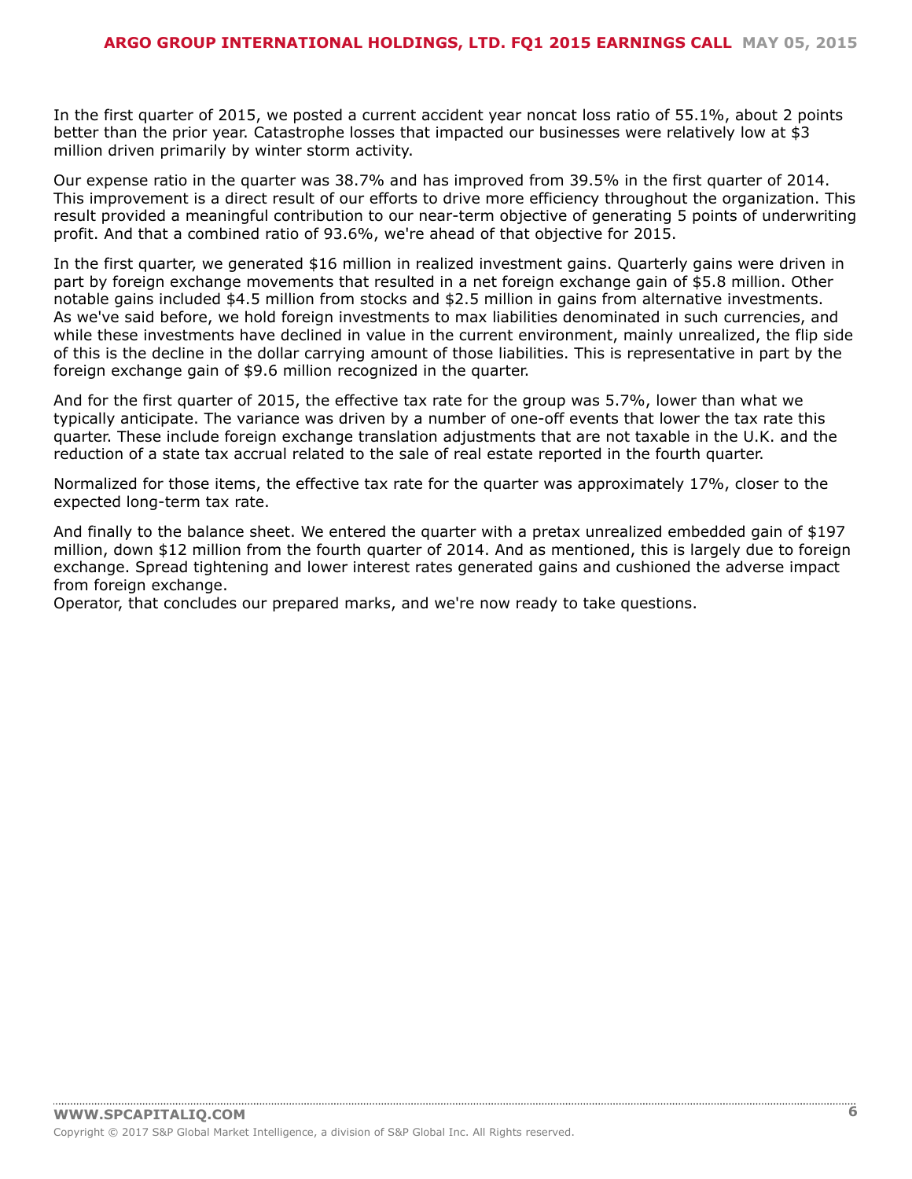In the first quarter of 2015, we posted a current accident year noncat loss ratio of 55.1%, about 2 points better than the prior year. Catastrophe losses that impacted our businesses were relatively low at $3 million driven primarily by winter storm activity.

Our expense ratio in the quarter was 38.7% and has improved from 39.5% in the first quarter of 2014. This improvement is a direct result of our efforts to drive more efficiency throughout the organization. This result provided a meaningful contribution to our near-term objective of generating 5 points of underwriting profit. And that a combined ratio of 93.6%, we're ahead of that objective for 2015.

In the first quarter, we generated $16 million in realized investment gains. Quarterly gains were driven in part by foreign exchange movements that resulted in a net foreign exchange gain of $5.8 million. Other notable gains included $4.5 million from stocks and $2.5 million in gains from alternative investments. As we've said before, we hold foreign investments to max liabilities denominated in such currencies, and while these investments have declined in value in the current environment, mainly unrealized, the flip side of this is the decline in the dollar carrying amount of those liabilities. This is representative in part by the foreign exchange gain of $9.6 million recognized in the quarter.

And for the first quarter of 2015, the effective tax rate for the group was 5.7%, lower than what we typically anticipate. The variance was driven by a number of one-off events that lower the tax rate this quarter. These include foreign exchange translation adjustments that are not taxable in the U.K. and the reduction of a state tax accrual related to the sale of real estate reported in the fourth quarter.

Normalized for those items, the effective tax rate for the quarter was approximately 17%, closer to the expected long-term tax rate.

And finally to the balance sheet. We entered the quarter with a pretax unrealized embedded gain of $197 million, down $12 million from the fourth quarter of 2014. And as mentioned, this is largely due to foreign exchange. Spread tightening and lower interest rates generated gains and cushioned the adverse impact from foreign exchange.

Operator, that concludes our prepared marks, and we're now ready to take questions.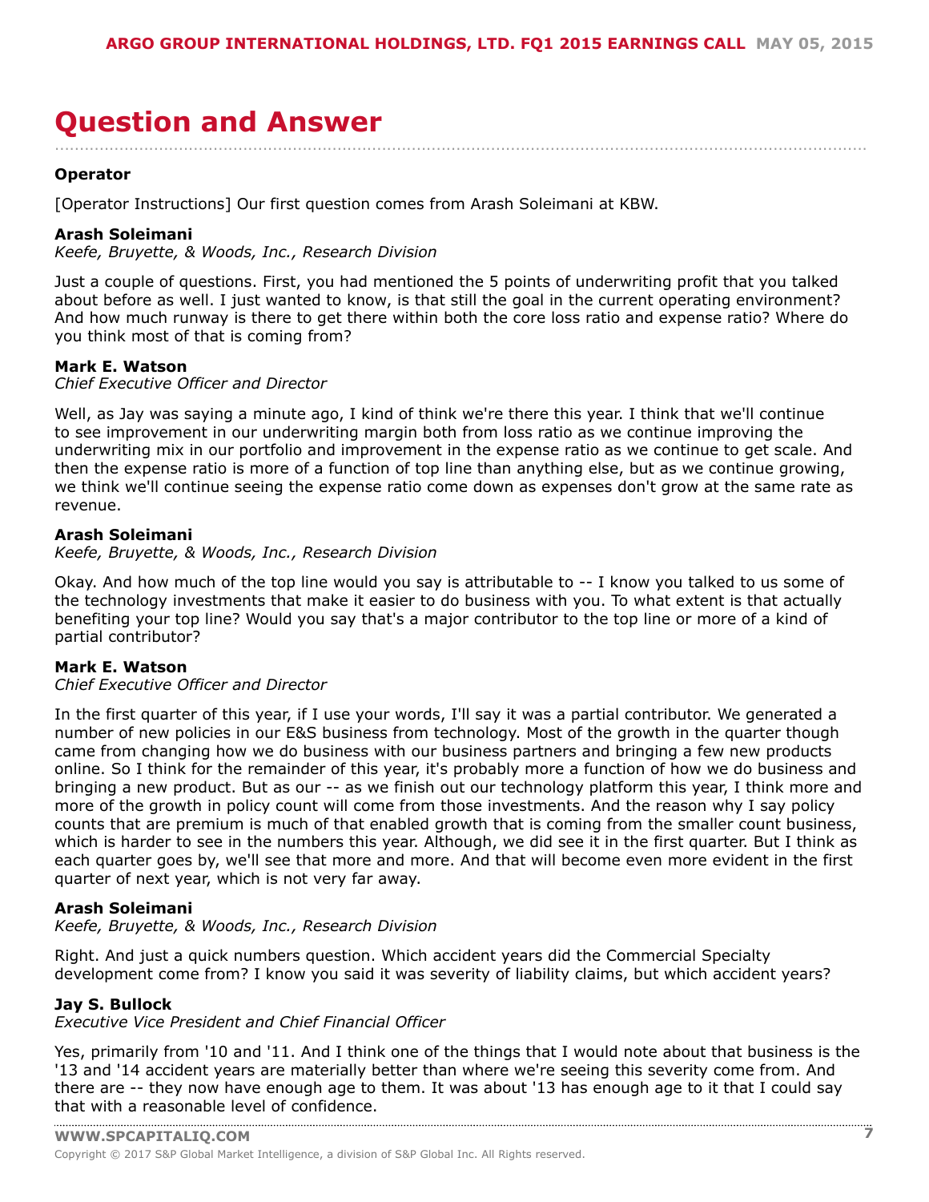# Question and Answer

**Operator**

[Operator Instructions] Our first question comes from Arash Soleimani at KBW.

**Arash Soleimani**
*Keefe, Bruyette, & Woods, Inc., Research Division*

Just a couple of questions. First, you had mentioned the 5 points of underwriting profit that you talked about before as well. I just wanted to know, is that still the goal in the current operating environment? And how much runway is there to get there within both the core loss ratio and expense ratio? Where do you think most of that is coming from?

**Mark E. Watson**
*Chief Executive Officer and Director*

Well, as Jay was saying a minute ago, I kind of think we're there this year. I think that we'll continue to see improvement in our underwriting margin both from loss ratio as we continue improving the underwriting mix in our portfolio and improvement in the expense ratio as we continue to get scale. And then the expense ratio is more of a function of top line than anything else, but as we continue growing, we think we'll continue seeing the expense ratio come down as expenses don't grow at the same rate as revenue.

**Arash Soleimani**
*Keefe, Bruyette, & Woods, Inc., Research Division*

Okay. And how much of the top line would you say is attributable to -- I know you talked to us some of the technology investments that make it easier to do business with you. To what extent is that actually benefiting your top line? Would you say that's a major contributor to the top line or more of a kind of partial contributor?

**Mark E. Watson**
*Chief Executive Officer and Director*

In the first quarter of this year, if I use your words, I'll say it was a partial contributor. We generated a number of new policies in our E&S business from technology. Most of the growth in the quarter though came from changing how we do business with our business partners and bringing a few new products online. So I think for the remainder of this year, it's probably more a function of how we do business and bringing a new product. But as our -- as we finish out our technology platform this year, I think more and more of the growth in policy count will come from those investments. And the reason why I say policy counts that are premium is much of that enabled growth that is coming from the smaller count business, which is harder to see in the numbers this year. Although, we did see it in the first quarter. But I think as each quarter goes by, we'll see that more and more. And that will become even more evident in the first quarter of next year, which is not very far away.

**Arash Soleimani**
*Keefe, Bruyette, & Woods, Inc., Research Division*

Right. And just a quick numbers question. Which accident years did the Commercial Specialty development come from? I know you said it was severity of liability claims, but which accident years?

**Jay S. Bullock**
*Executive Vice President and Chief Financial Officer*

Yes, primarily from '10 and '11. And I think one of the things that I would note about that business is the '13 and '14 accident years are materially better than where we're seeing this severity come from. And there are -- they now have enough age to them. It was about '13 has enough age to it that I could say that with a reasonable level of confidence.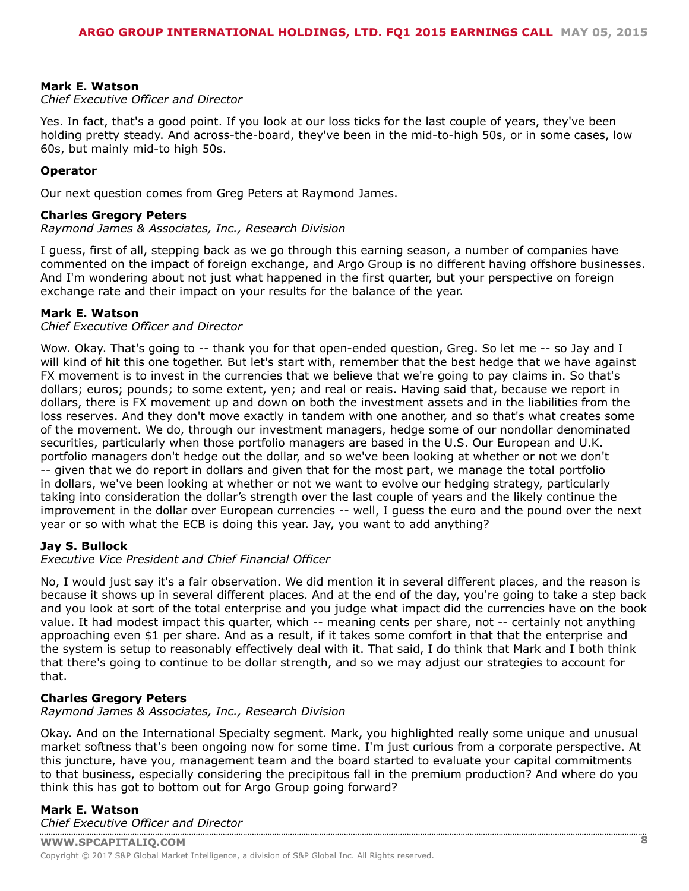**Mark E. Watson**
*Chief Executive Officer and Director*

Yes. In fact, that's a good point. If you look at our loss ticks for the last couple of years, they've been holding pretty steady. And across-the-board, they've been in the mid-to-high 50s, or in some cases, low 60s, but mainly mid-to high 50s.

**Operator**

Our next question comes from Greg Peters at Raymond James.

**Charles Gregory Peters**
*Raymond James & Associates, Inc., Research Division*

I guess, first of all, stepping back as we go through this earning season, a number of companies have commented on the impact of foreign exchange, and Argo Group is no different having offshore businesses. And I'm wondering about not just what happened in the first quarter, but your perspective on foreign exchange rate and their impact on your results for the balance of the year.

**Mark E. Watson**
*Chief Executive Officer and Director*

Wow. Okay. That's going to -- thank you for that open-ended question, Greg. So let me -- so Jay and I will kind of hit this one together. But let's start with, remember that the best hedge that we have against FX movement is to invest in the currencies that we believe that we're going to pay claims in. So that's dollars; euros; pounds; to some extent, yen; and real or reais. Having said that, because we report in dollars, there is FX movement up and down on both the investment assets and in the liabilities from the loss reserves. And they don't move exactly in tandem with one another, and so that's what creates some of the movement. We do, through our investment managers, hedge some of our nondollar denominated securities, particularly when those portfolio managers are based in the U.S. Our European and U.K. portfolio managers don't hedge out the dollar, and so we've been looking at whether or not we don't -- given that we do report in dollars and given that for the most part, we manage the total portfolio in dollars, we've been looking at whether or not we want to evolve our hedging strategy, particularly taking into consideration the dollar's strength over the last couple of years and the likely continue the improvement in the dollar over European currencies -- well, I guess the euro and the pound over the next year or so with what the ECB is doing this year. Jay, you want to add anything?

**Jay S. Bullock**
*Executive Vice President and Chief Financial Officer*

No, I would just say it's a fair observation. We did mention it in several different places, and the reason is because it shows up in several different places. And at the end of the day, you're going to take a step back and you look at sort of the total enterprise and you judge what impact did the currencies have on the book value. It had modest impact this quarter, which -- meaning cents per share, not -- certainly not anything approaching even $1 per share. And as a result, if it takes some comfort in that that the enterprise and the system is setup to reasonably effectively deal with it. That said, I do think that Mark and I both think that there's going to continue to be dollar strength, and so we may adjust our strategies to account for that.

**Charles Gregory Peters**
*Raymond James & Associates, Inc., Research Division*

Okay. And on the International Specialty segment. Mark, you highlighted really some unique and unusual market softness that's been ongoing now for some time. I'm just curious from a corporate perspective. At this juncture, have you, management team and the board started to evaluate your capital commitments to that business, especially considering the precipitous fall in the premium production? And where do you think this has got to bottom out for Argo Group going forward?

**Mark E. Watson**
*Chief Executive Officer and Director*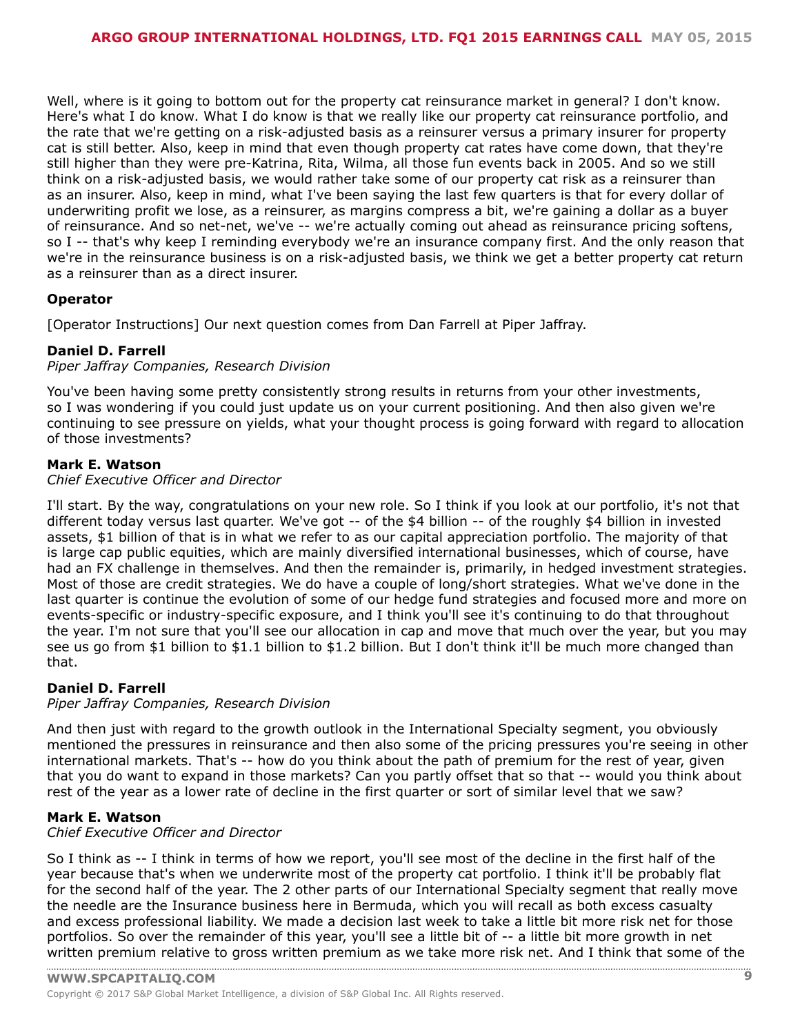Well, where is it going to bottom out for the property cat reinsurance market in general? I don't know. Here's what I do know. What I do know is that we really like our property cat reinsurance portfolio, and the rate that we're getting on a risk-adjusted basis as a reinsurer versus a primary insurer for property cat is still better. Also, keep in mind that even though property cat rates have come down, that they're still higher than they were pre-Katrina, Rita, Wilma, all those fun events back in 2005. And so we still think on a risk-adjusted basis, we would rather take some of our property cat risk as a reinsurer than as an insurer. Also, keep in mind, what I've been saying the last few quarters is that for every dollar of underwriting profit we lose, as a reinsurer, as margins compress a bit, we're gaining a dollar as a buyer of reinsurance. And so net-net, we've -- we're actually coming out ahead as reinsurance pricing softens, so I -- that's why keep I reminding everybody we're an insurance company first. And the only reason that we're in the reinsurance business is on a risk-adjusted basis, we think we get a better property cat return as a reinsurer than as a direct insurer.

**Operator**

[Operator Instructions] Our next question comes from Dan Farrell at Piper Jaffray.

**Daniel D. Farrell**
*Piper Jaffray Companies, Research Division*

You've been having some pretty consistently strong results in returns from your other investments, so I was wondering if you could just update us on your current positioning. And then also given we're continuing to see pressure on yields, what your thought process is going forward with regard to allocation of those investments?

**Mark E. Watson**
*Chief Executive Officer and Director*

I'll start. By the way, congratulations on your new role. So I think if you look at our portfolio, it's not that different today versus last quarter. We've got -- of the $4 billion -- of the roughly $4 billion in invested assets, $1 billion of that is in what we refer to as our capital appreciation portfolio. The majority of that is large cap public equities, which are mainly diversified international businesses, which of course, have had an FX challenge in themselves. And then the remainder is, primarily, in hedged investment strategies. Most of those are credit strategies. We do have a couple of long/short strategies. What we've done in the last quarter is continue the evolution of some of our hedge fund strategies and focused more and more on events-specific or industry-specific exposure, and I think you'll see it's continuing to do that throughout the year. I'm not sure that you'll see our allocation in cap and move that much over the year, but you may see us go from $1 billion to $1.1 billion to $1.2 billion. But I don't think it'll be much more changed than that.

**Daniel D. Farrell**
*Piper Jaffray Companies, Research Division*

And then just with regard to the growth outlook in the International Specialty segment, you obviously mentioned the pressures in reinsurance and then also some of the pricing pressures you're seeing in other international markets. That's -- how do you think about the path of premium for the rest of year, given that you do want to expand in those markets? Can you partly offset that so that -- would you think about rest of the year as a lower rate of decline in the first quarter or sort of similar level that we saw?

**Mark E. Watson**
*Chief Executive Officer and Director*

So I think as -- I think in terms of how we report, you'll see most of the decline in the first half of the year because that's when we underwrite most of the property cat portfolio. I think it'll be probably flat for the second half of the year. The 2 other parts of our International Specialty segment that really move the needle are the Insurance business here in Bermuda, which you will recall as both excess casualty and excess professional liability. We made a decision last week to take a little bit more risk net for those portfolios. So over the remainder of this year, you'll see a little bit of -- a little bit more growth in net written premium relative to gross written premium as we take more risk net. And I think that some of the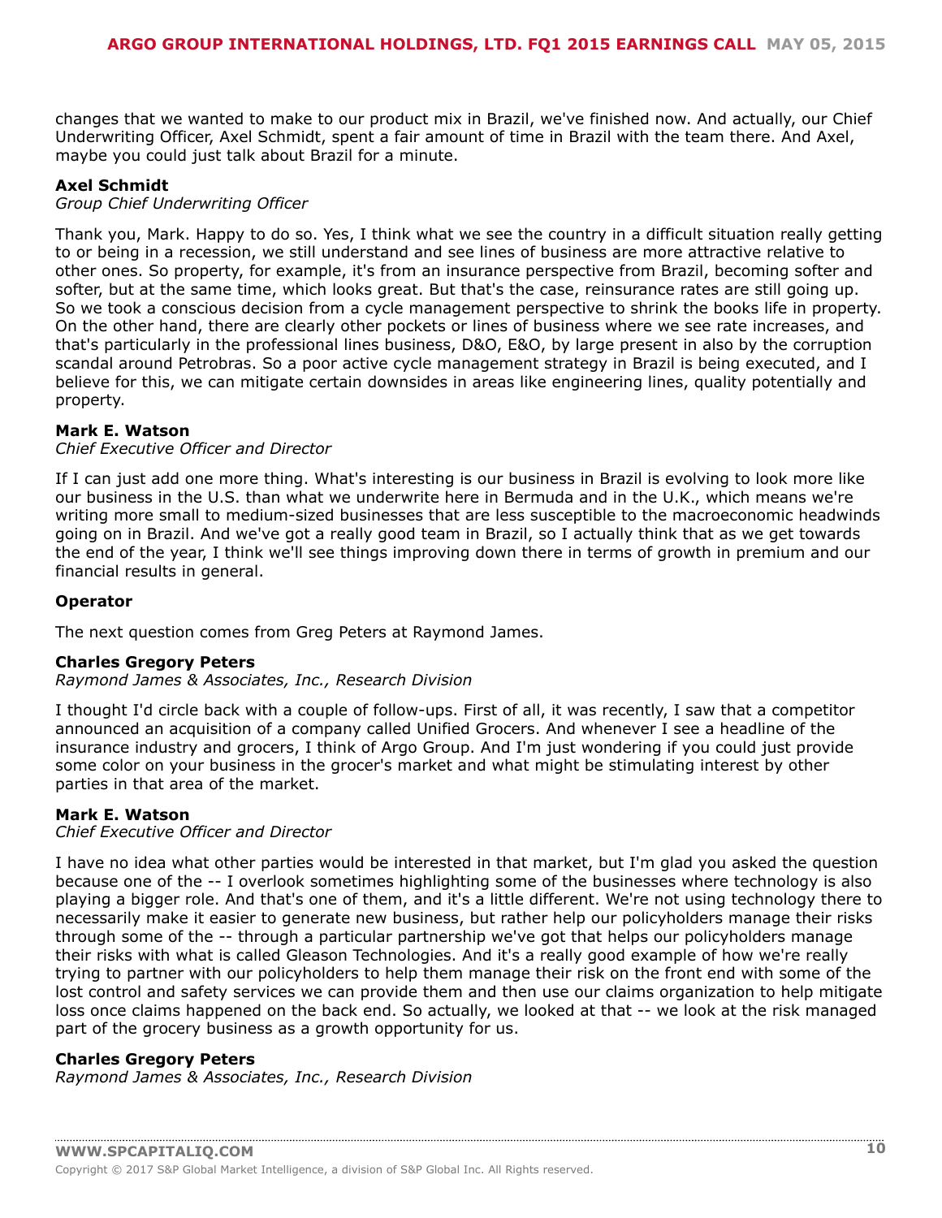changes that we wanted to make to our product mix in Brazil, we've finished now. And actually, our Chief Underwriting Officer, Axel Schmidt, spent a fair amount of time in Brazil with the team there. And Axel, maybe you could just talk about Brazil for a minute.

**Axel Schmidt**
*Group Chief Underwriting Officer*

Thank you, Mark. Happy to do so. Yes, I think what we see the country in a difficult situation really getting to or being in a recession, we still understand and see lines of business are more attractive relative to other ones. So property, for example, it's from an insurance perspective from Brazil, becoming softer and softer, but at the same time, which looks great. But that's the case, reinsurance rates are still going up. So we took a conscious decision from a cycle management perspective to shrink the books life in property. On the other hand, there are clearly other pockets or lines of business where we see rate increases, and that's particularly in the professional lines business, D&O, E&O, by large present in also by the corruption scandal around Petrobras. So a poor active cycle management strategy in Brazil is being executed, and I believe for this, we can mitigate certain downsides in areas like engineering lines, quality potentially and property.

**Mark E. Watson**
*Chief Executive Officer and Director*

If I can just add one more thing. What's interesting is our business in Brazil is evolving to look more like our business in the U.S. than what we underwrite here in Bermuda and in the U.K., which means we're writing more small to medium-sized businesses that are less susceptible to the macroeconomic headwinds going on in Brazil. And we've got a really good team in Brazil, so I actually think that as we get towards the end of the year, I think we'll see things improving down there in terms of growth in premium and our financial results in general.

**Operator**

The next question comes from Greg Peters at Raymond James.

**Charles Gregory Peters**
*Raymond James & Associates, Inc., Research Division*

I thought I'd circle back with a couple of follow-ups. First of all, it was recently, I saw that a competitor announced an acquisition of a company called Unified Grocers. And whenever I see a headline of the insurance industry and grocers, I think of Argo Group. And I'm just wondering if you could just provide some color on your business in the grocer's market and what might be stimulating interest by other parties in that area of the market.

**Mark E. Watson**
*Chief Executive Officer and Director*

I have no idea what other parties would be interested in that market, but I'm glad you asked the question because one of the -- I overlook sometimes highlighting some of the businesses where technology is also playing a bigger role. And that's one of them, and it's a little different. We're not using technology there to necessarily make it easier to generate new business, but rather help our policyholders manage their risks through some of the -- through a particular partnership we've got that helps our policyholders manage their risks with what is called Gleason Technologies. And it's a really good example of how we're really trying to partner with our policyholders to help them manage their risk on the front end with some of the lost control and safety services we can provide them and then use our claims organization to help mitigate loss once claims happened on the back end. So actually, we looked at that -- we look at the risk managed part of the grocery business as a growth opportunity for us.

**Charles Gregory Peters**
*Raymond James & Associates, Inc., Research Division*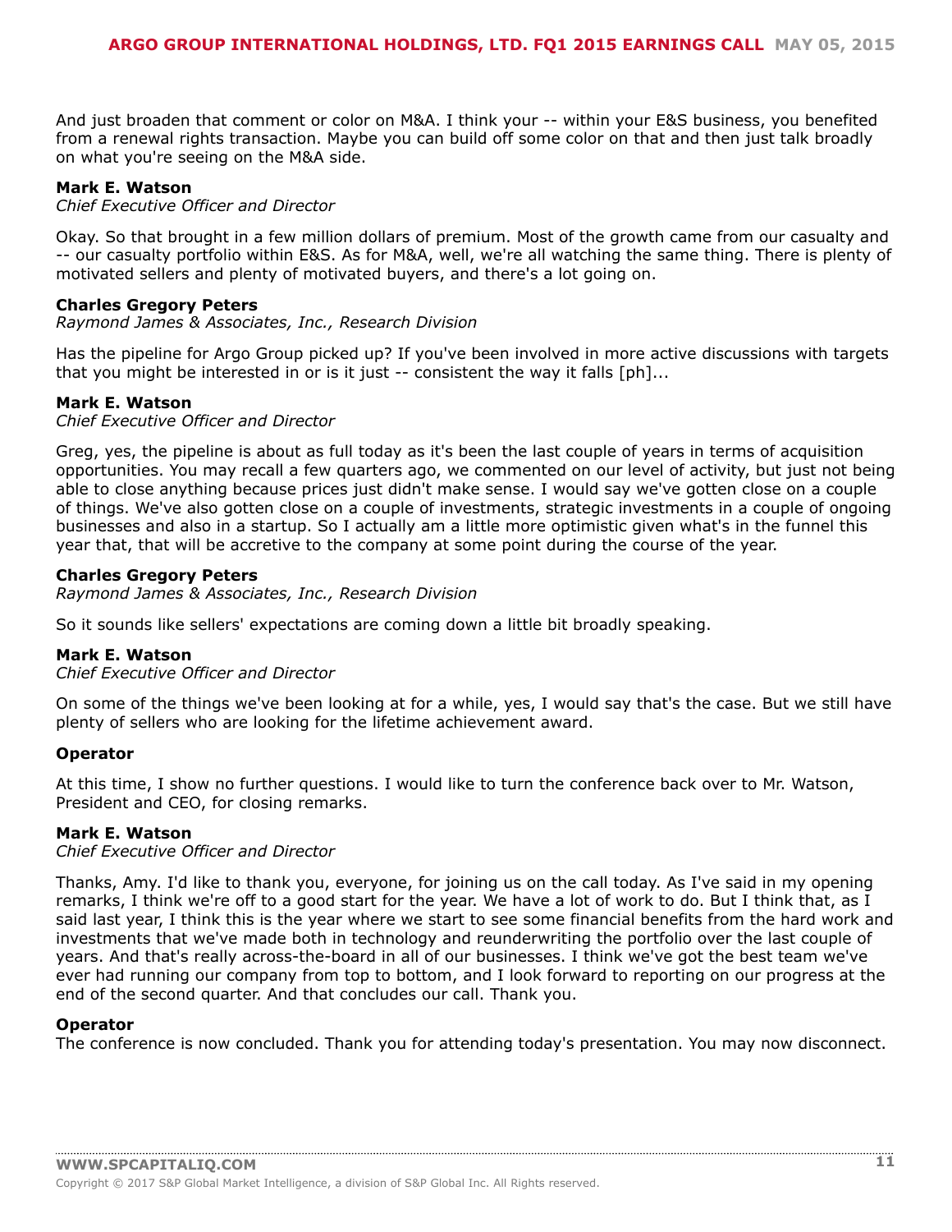And just broaden that comment or color on M&A. I think your -- within your E&S business, you benefited from a renewal rights transaction. Maybe you can build off some color on that and then just talk broadly on what you're seeing on the M&A side.

**Mark E. Watson**
*Chief Executive Officer and Director*

Okay. So that brought in a few million dollars of premium. Most of the growth came from our casualty and -- our casualty portfolio within E&S. As for M&A, well, we're all watching the same thing. There is plenty of motivated sellers and plenty of motivated buyers, and there's a lot going on.

**Charles Gregory Peters**
*Raymond James & Associates, Inc., Research Division*

Has the pipeline for Argo Group picked up? If you've been involved in more active discussions with targets that you might be interested in or is it just -- consistent the way it falls [ph]...

**Mark E. Watson**
*Chief Executive Officer and Director*

Greg, yes, the pipeline is about as full today as it's been the last couple of years in terms of acquisition opportunities. You may recall a few quarters ago, we commented on our level of activity, but just not being able to close anything because prices just didn't make sense. I would say we've gotten close on a couple of things. We've also gotten close on a couple of investments, strategic investments in a couple of ongoing businesses and also in a startup. So I actually am a little more optimistic given what's in the funnel this year that, that will be accretive to the company at some point during the course of the year.

**Charles Gregory Peters**
*Raymond James & Associates, Inc., Research Division*

So it sounds like sellers' expectations are coming down a little bit broadly speaking.

**Mark E. Watson**
*Chief Executive Officer and Director*

On some of the things we've been looking at for a while, yes, I would say that's the case. But we still have plenty of sellers who are looking for the lifetime achievement award.

**Operator**

At this time, I show no further questions. I would like to turn the conference back over to Mr. Watson, President and CEO, for closing remarks.

**Mark E. Watson**
*Chief Executive Officer and Director*

Thanks, Amy. I'd like to thank you, everyone, for joining us on the call today. As I've said in my opening remarks, I think we're off to a good start for the year. We have a lot of work to do. But I think that, as I said last year, I think this is the year where we start to see some financial benefits from the hard work and investments that we've made both in technology and reunderwriting the portfolio over the last couple of years. And that's really across-the-board in all of our businesses. I think we've got the best team we've ever had running our company from top to bottom, and I look forward to reporting on our progress at the end of the second quarter. And that concludes our call. Thank you.

**Operator**
The conference is now concluded. Thank you for attending today's presentation. You may now disconnect.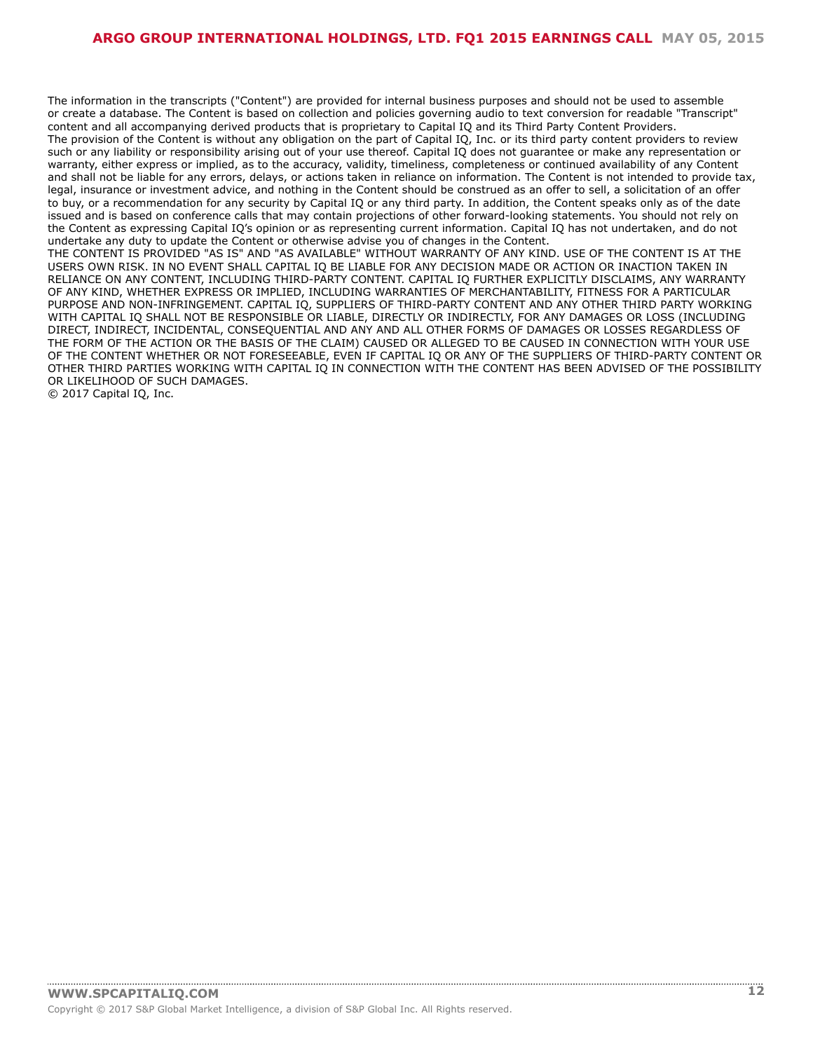The information in the transcripts ("Content") are provided for internal business purposes and should not be used to assemble or create a database. The Content is based on collection and policies governing audio to text conversion for readable "Transcript" content and all accompanying derived products that is proprietary to Capital IQ and its Third Party Content Providers.

The provision of the Content is without any obligation on the part of Capital IQ, Inc. or its third party content providers to review such or any liability or responsibility arising out of your use thereof. Capital IQ does not guarantee or make any representation or warranty, either express or implied, as to the accuracy, validity, timeliness, completeness or continued availability of any Content and shall not be liable for any errors, delays, or actions taken in reliance on information. The Content is not intended to provide tax, legal, insurance or investment advice, and nothing in the Content should be construed as an offer to sell, a solicitation of an offer to buy, or a recommendation for any security by Capital IQ or any third party. In addition, the Content speaks only as of the date issued and is based on conference calls that may contain projections of other forward-looking statements. You should not rely on the Content as expressing Capital IQ's opinion or as representing current information. Capital IQ has not undertaken, and do not undertake any duty to update the Content or otherwise advise you of changes in the Content.

THE CONTENT IS PROVIDED "AS IS" AND "AS AVAILABLE" WITHOUT WARRANTY OF ANY KIND. USE OF THE CONTENT IS AT THE USERS OWN RISK. IN NO EVENT SHALL CAPITAL IQ BE LIABLE FOR ANY DECISION MADE OR ACTION OR INACTION TAKEN IN RELIANCE ON ANY CONTENT, INCLUDING THIRD-PARTY CONTENT. CAPITAL IQ FURTHER EXPLICITLY DISCLAIMS, ANY WARRANTY OF ANY KIND, WHETHER EXPRESS OR IMPLIED, INCLUDING WARRANTIES OF MERCHANTABILITY, FITNESS FOR A PARTICULAR PURPOSE AND NON-INFRINGEMENT. CAPITAL IQ, SUPPLIERS OF THIRD-PARTY CONTENT AND ANY OTHER THIRD PARTY WORKING WITH CAPITAL IQ SHALL NOT BE RESPONSIBLE OR LIABLE, DIRECTLY OR INDIRECTLY, FOR ANY DAMAGES OR LOSS (INCLUDING DIRECT, INDIRECT, INCIDENTAL, CONSEQUENTIAL AND ANY AND ALL OTHER FORMS OF DAMAGES OR LOSSES REGARDLESS OF THE FORM OF THE ACTION OR THE BASIS OF THE CLAIM) CAUSED OR ALLEGED TO BE CAUSED IN CONNECTION WITH YOUR USE OF THE CONTENT WHETHER OR NOT FORESEEABLE, EVEN IF CAPITAL IQ OR ANY OF THE SUPPLIERS OF THIRD-PARTY CONTENT OR OTHER THIRD PARTIES WORKING WITH CAPITAL IQ IN CONNECTION WITH THE CONTENT HAS BEEN ADVISED OF THE POSSIBILITY OR LIKELIHOOD OF SUCH DAMAGES.

© 2017 Capital IQ, Inc.